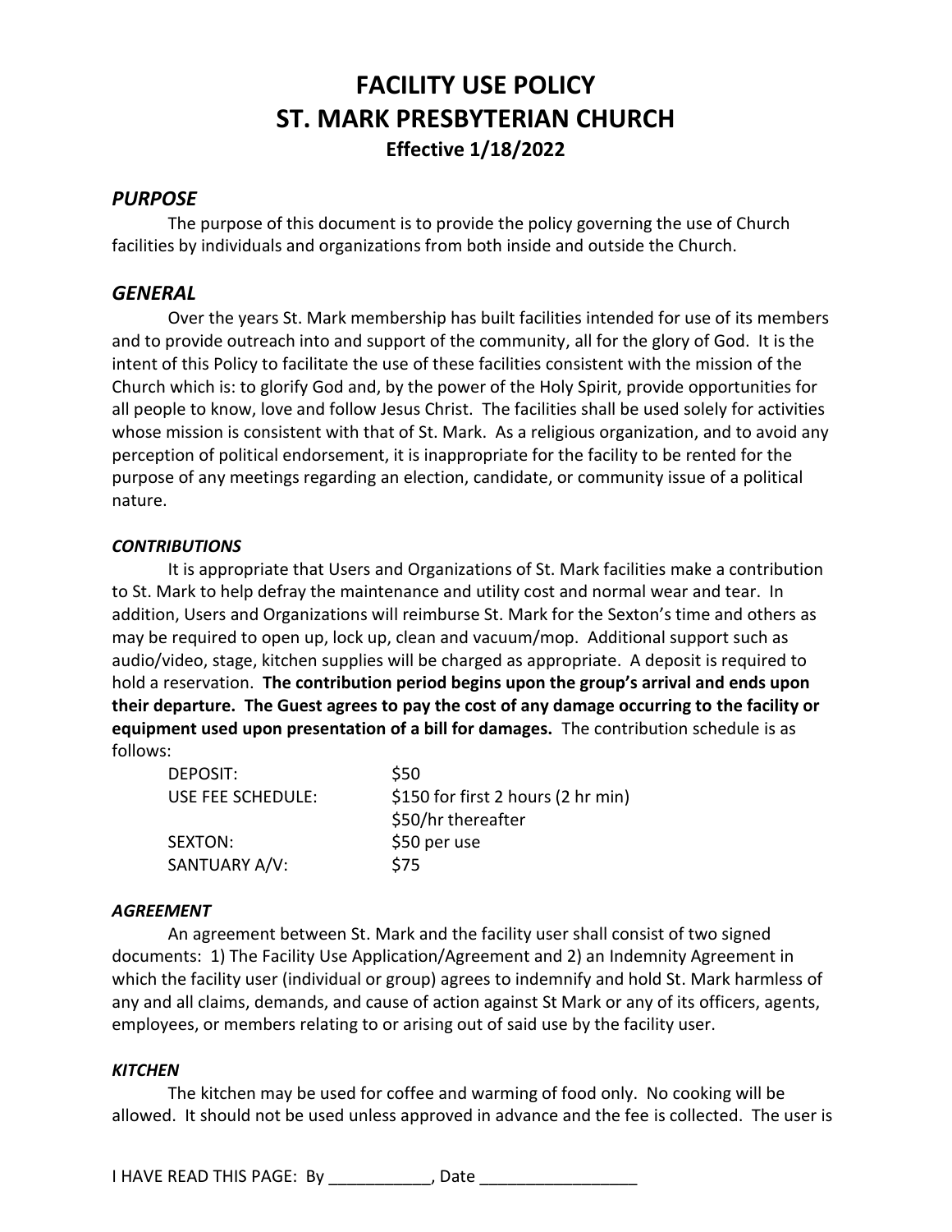# FACILITY USE POLICY
# ST. MARK PRESBYTERIAN CHURCH
### Effective 1/18/2022

## *PURPOSE*

The purpose of this document is to provide the policy governing the use of Church facilities by individuals and organizations from both inside and outside the Church.

## *GENERAL*

Over the years St. Mark membership has built facilities intended for use of its members and to provide outreach into and support of the community, all for the glory of God. It is the intent of this Policy to facilitate the use of these facilities consistent with the mission of the Church which is: to glorify God and, by the power of the Holy Spirit, provide opportunities for all people to know, love and follow Jesus Christ. The facilities shall be used solely for activities whose mission is consistent with that of St. Mark. As a religious organization, and to avoid any perception of political endorsement, it is inappropriate for the facility to be rented for the purpose of any meetings regarding an election, candidate, or community issue of a political nature.

### *CONTRIBUTIONS*

It is appropriate that Users and Organizations of St. Mark facilities make a contribution to St. Mark to help defray the maintenance and utility cost and normal wear and tear. In addition, Users and Organizations will reimburse St. Mark for the Sexton's time and others as may be required to open up, lock up, clean and vacuum/mop. Additional support such as audio/video, stage, kitchen supplies will be charged as appropriate. A deposit is required to hold a reservation. **The contribution period begins upon the group's arrival and ends upon their departure. The Guest agrees to pay the cost of any damage occurring to the facility or equipment used upon presentation of a bill for damages.** The contribution schedule is as follows:

| | |
|---|---|
| DEPOSIT: | $50 |
| USE FEE SCHEDULE: | $150 for first 2 hours (2 hr min) |
| | $50/hr thereafter |
| SEXTON: | $50 per use |
| SANTUARY A/V: | $75 |

### *AGREEMENT*

An agreement between St. Mark and the facility user shall consist of two signed documents: 1) The Facility Use Application/Agreement and 2) an Indemnity Agreement in which the facility user (individual or group) agrees to indemnify and hold St. Mark harmless of any and all claims, demands, and cause of action against St Mark or any of its officers, agents, employees, or members relating to or arising out of said use by the facility user.

### *KITCHEN*

The kitchen may be used for coffee and warming of food only. No cooking will be allowed. It should not be used unless approved in advance and the fee is collected. The user is

I HAVE READ THIS PAGE: By ___________, Date _________________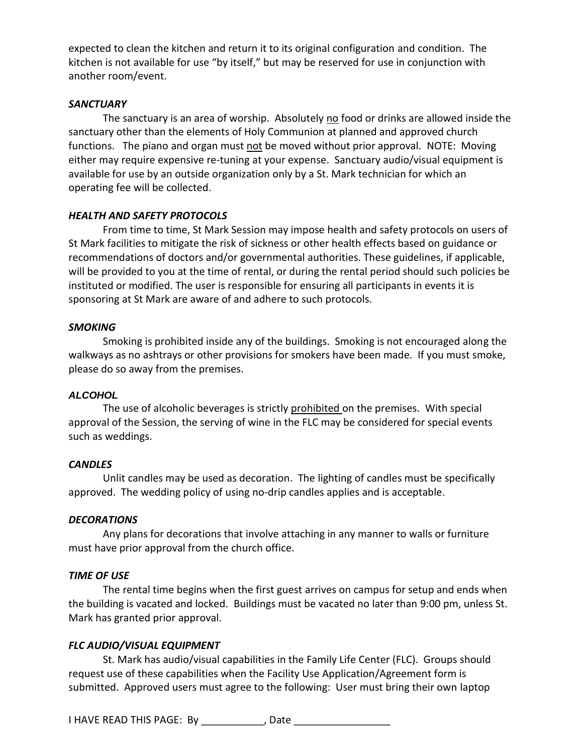expected to clean the kitchen and return it to its original configuration and condition. The kitchen is not available for use "by itself," but may be reserved for use in conjunction with another room/event.

***SANCTUARY***

The sanctuary is an area of worship. Absolutely no food or drinks are allowed inside the sanctuary other than the elements of Holy Communion at planned and approved church functions. The piano and organ must not be moved without prior approval. NOTE: Moving either may require expensive re-tuning at your expense. Sanctuary audio/visual equipment is available for use by an outside organization only by a St. Mark technician for which an operating fee will be collected.

***HEALTH AND SAFETY PROTOCOLS***

From time to time, St Mark Session may impose health and safety protocols on users of St Mark facilities to mitigate the risk of sickness or other health effects based on guidance or recommendations of doctors and/or governmental authorities. These guidelines, if applicable, will be provided to you at the time of rental, or during the rental period should such policies be instituted or modified. The user is responsible for ensuring all participants in events it is sponsoring at St Mark are aware of and adhere to such protocols.

***SMOKING***

Smoking is prohibited inside any of the buildings. Smoking is not encouraged along the walkways as no ashtrays or other provisions for smokers have been made. If you must smoke, please do so away from the premises.

***ALCOHOL***

The use of alcoholic beverages is strictly prohibited on the premises. With special approval of the Session, the serving of wine in the FLC may be considered for special events such as weddings.

***CANDLES***

Unlit candles may be used as decoration. The lighting of candles must be specifically approved. The wedding policy of using no-drip candles applies and is acceptable.

***DECORATIONS***

Any plans for decorations that involve attaching in any manner to walls or furniture must have prior approval from the church office.

***TIME OF USE***

The rental time begins when the first guest arrives on campus for setup and ends when the building is vacated and locked. Buildings must be vacated no later than 9:00 pm, unless St. Mark has granted prior approval.

***FLC AUDIO/VISUAL EQUIPMENT***

St. Mark has audio/visual capabilities in the Family Life Center (FLC). Groups should request use of these capabilities when the Facility Use Application/Agreement form is submitted. Approved users must agree to the following: User must bring their own laptop

I HAVE READ THIS PAGE: By ___________, Date _________________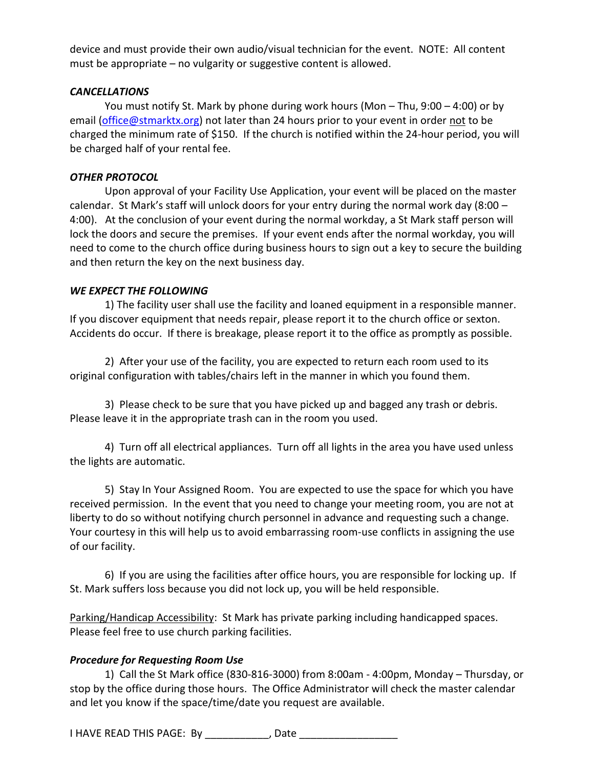device and must provide their own audio/visual technician for the event. NOTE: All content must be appropriate – no vulgarity or suggestive content is allowed.

***CANCELLATIONS***

You must notify St. Mark by phone during work hours (Mon – Thu, 9:00 – 4:00) or by email (office@stmarktx.org) not later than 24 hours prior to your event in order <u>not</u> to be charged the minimum rate of $150. If the church is notified within the 24-hour period, you will be charged half of your rental fee.

***OTHER PROTOCOL***

Upon approval of your Facility Use Application, your event will be placed on the master calendar. St Mark's staff will unlock doors for your entry during the normal work day (8:00 – 4:00). At the conclusion of your event during the normal workday, a St Mark staff person will lock the doors and secure the premises. If your event ends after the normal workday, you will need to come to the church office during business hours to sign out a key to secure the building and then return the key on the next business day.

***WE EXPECT THE FOLLOWING***

1) The facility user shall use the facility and loaned equipment in a responsible manner. If you discover equipment that needs repair, please report it to the church office or sexton. Accidents do occur. If there is breakage, please report it to the office as promptly as possible.

2) After your use of the facility, you are expected to return each room used to its original configuration with tables/chairs left in the manner in which you found them.

3) Please check to be sure that you have picked up and bagged any trash or debris. Please leave it in the appropriate trash can in the room you used.

4) Turn off all electrical appliances. Turn off all lights in the area you have used unless the lights are automatic.

5) Stay In Your Assigned Room. You are expected to use the space for which you have received permission. In the event that you need to change your meeting room, you are not at liberty to do so without notifying church personnel in advance and requesting such a change. Your courtesy in this will help us to avoid embarrassing room-use conflicts in assigning the use of our facility.

6) If you are using the facilities after office hours, you are responsible for locking up. If St. Mark suffers loss because you did not lock up, you will be held responsible.

<u>Parking/Handicap Accessibility</u>: St Mark has private parking including handicapped spaces. Please feel free to use church parking facilities.

***Procedure for Requesting Room Use***

1) Call the St Mark office (830-816-3000) from 8:00am - 4:00pm, Monday – Thursday, or stop by the office during those hours. The Office Administrator will check the master calendar and let you know if the space/time/date you request are available.

I HAVE READ THIS PAGE: By ___________, Date _________________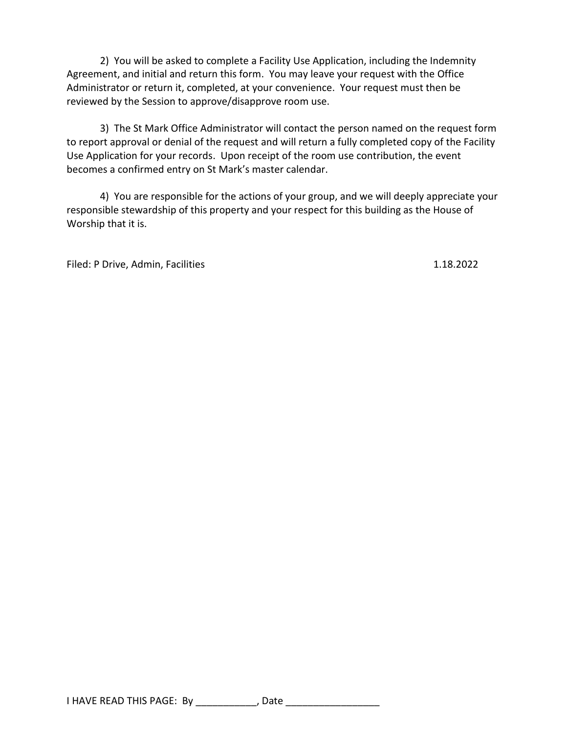2) You will be asked to complete a Facility Use Application, including the Indemnity Agreement, and initial and return this form. You may leave your request with the Office Administrator or return it, completed, at your convenience. Your request must then be reviewed by the Session to approve/disapprove room use.

3) The St Mark Office Administrator will contact the person named on the request form to report approval or denial of the request and will return a fully completed copy of the Facility Use Application for your records. Upon receipt of the room use contribution, the event becomes a confirmed entry on St Mark's master calendar.

4) You are responsible for the actions of your group, and we will deeply appreciate your responsible stewardship of this property and your respect for this building as the House of Worship that it is.

Filed: P Drive, Admin, Facilities 1.18.2022

I HAVE READ THIS PAGE: By ___________, Date _________________